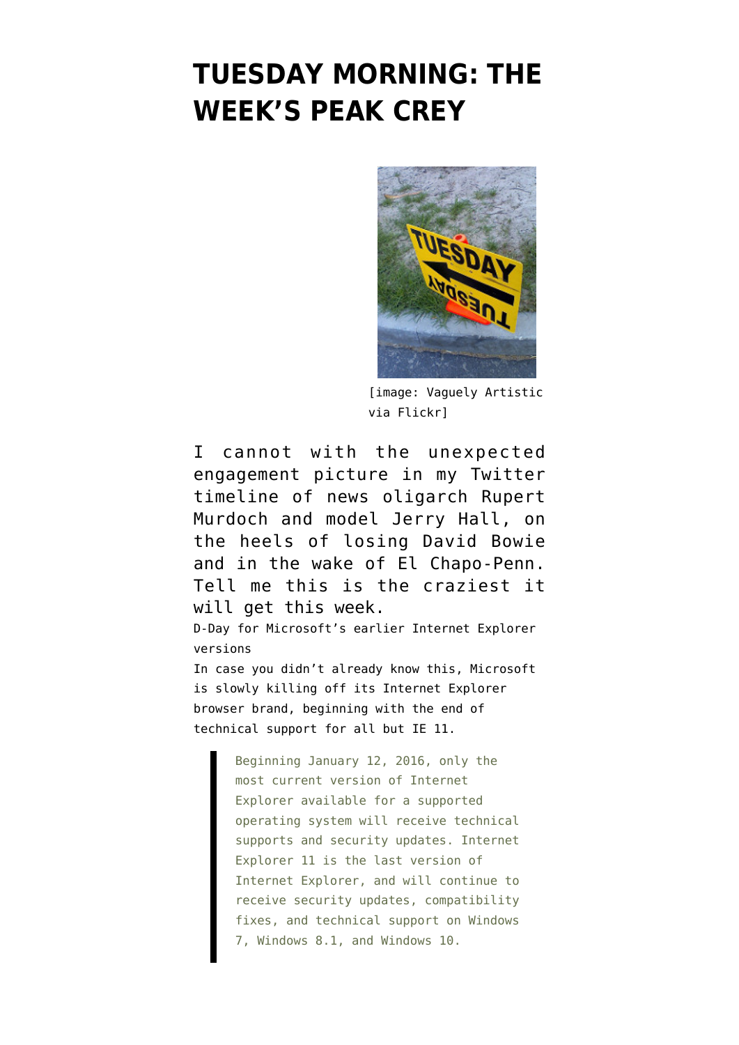# TUESDAY MORNING: THE WEEK'S PEAK CREY

[image: Vaguely Artistic via Flickr]

I cannot with the unexpected engagement picture in my Twitter timeline of news oligarch Rupert Murdoch and model Jerry Hall, on the heels of losing David Bowie and in the wake of El Chapo-Penn. Tell me this is the craziest it will get this week.

D-Day for Microsoft's earlier Internet Explorer versions

In case you didn't already know this, Microsoft is slowly killing off its Internet Explorer browser brand, beginning with the end of technical support for all but IE 11.

> Beginning January 12, 2016, only the most current version of Internet Explorer available for a supported operating system will receive technical supports and security updates. Internet Explorer 11 is the last version of Internet Explorer, and will continue to receive security updates, compatibility fixes, and technical support on Windows 7, Windows 8.1, and Windows 10.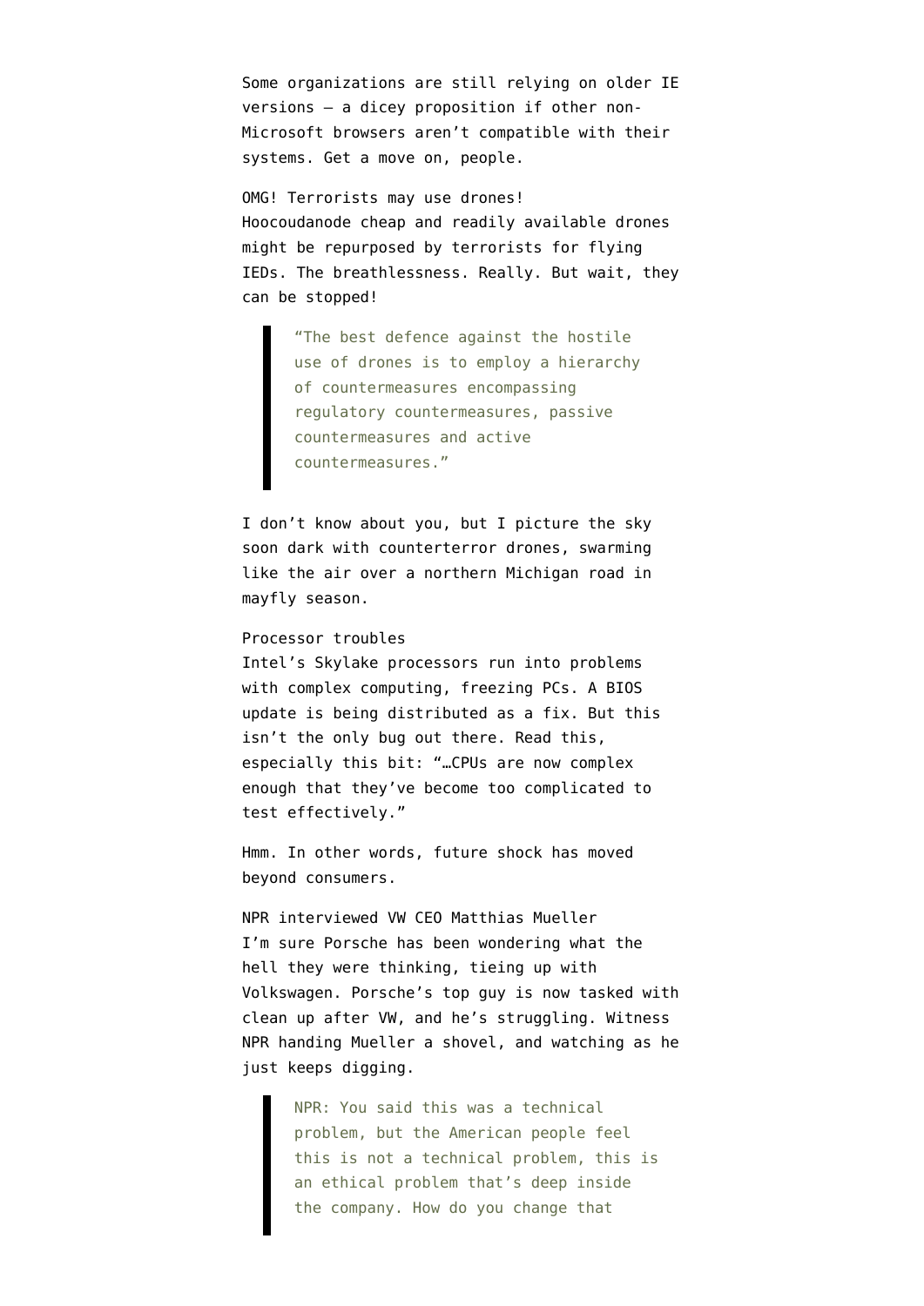Some organizations are still relying on older IE versions — a dicey proposition if other non-Microsoft browsers aren't compatible with their systems. Get a move on, people.

OMG! Terrorists may use drones!
Hoocoudanode cheap and readily available drones might be repurposed by terrorists for flying IEDs. The breathlessness. Really. But wait, they can be stopped!

> "The best defence against the hostile use of drones is to employ a hierarchy of countermeasures encompassing regulatory countermeasures, passive countermeasures and active countermeasures."

I don't know about you, but I picture the sky soon dark with counterterror drones, swarming like the air over a northern Michigan road in mayfly season.

Processor troubles
Intel's Skylake processors run into problems with complex computing, freezing PCs. A BIOS update is being distributed as a fix. But this isn't the only bug out there. Read this, especially this bit: "…CPUs are now complex enough that they've become too complicated to test effectively."

Hmm. In other words, future shock has moved beyond consumers.

NPR interviewed VW CEO Matthias Mueller
I'm sure Porsche has been wondering what the hell they were thinking, tieing up with Volkswagen. Porsche's top guy is now tasked with clean up after VW, and he's struggling. Witness NPR handing Mueller a shovel, and watching as he just keeps digging.

> NPR: You said this was a technical problem, but the American people feel this is not a technical problem, this is an ethical problem that's deep inside the company. How do you change that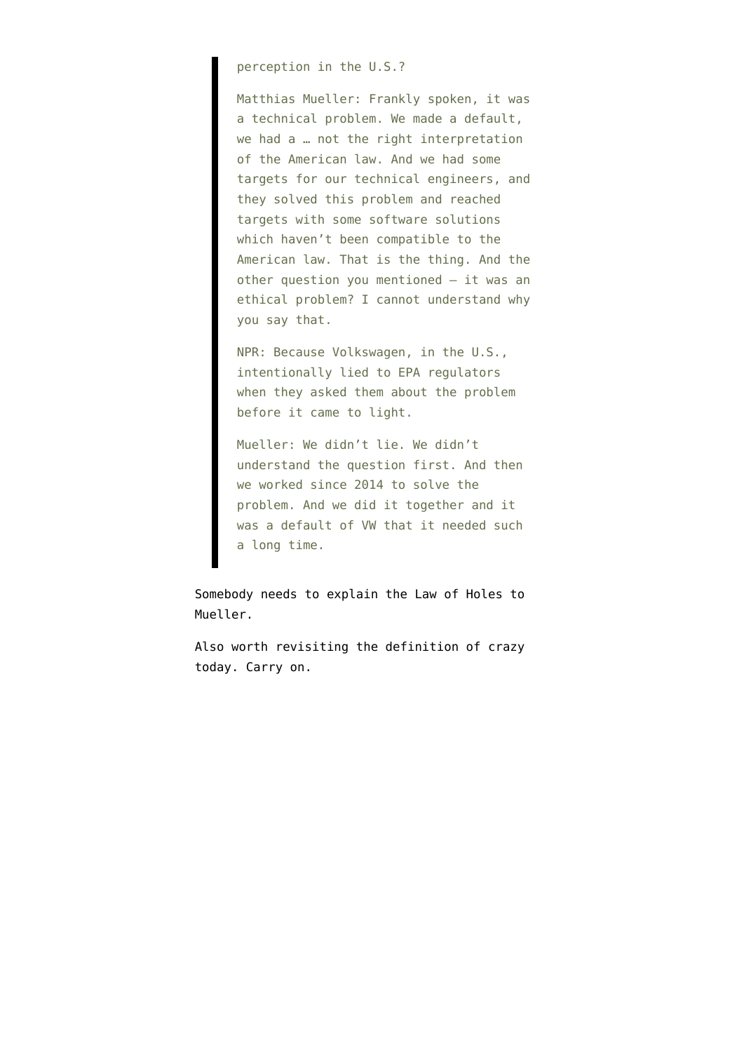> perception in the U.S.?
>
> Matthias Mueller: Frankly spoken, it was a technical problem. We made a default, we had a … not the right interpretation of the American law. And we had some targets for our technical engineers, and they solved this problem and reached targets with some software solutions which haven't been compatible to the American law. That is the thing. And the other question you mentioned — it was an ethical problem? I cannot understand why you say that.
>
> NPR: Because Volkswagen, in the U.S., intentionally lied to EPA regulators when they asked them about the problem before it came to light.
>
> Mueller: We didn't lie. We didn't understand the question first. And then we worked since 2014 to solve the problem. And we did it together and it was a default of VW that it needed such a long time.

Somebody needs to explain the Law of Holes to Mueller.

Also worth revisiting the definition of crazy today. Carry on.